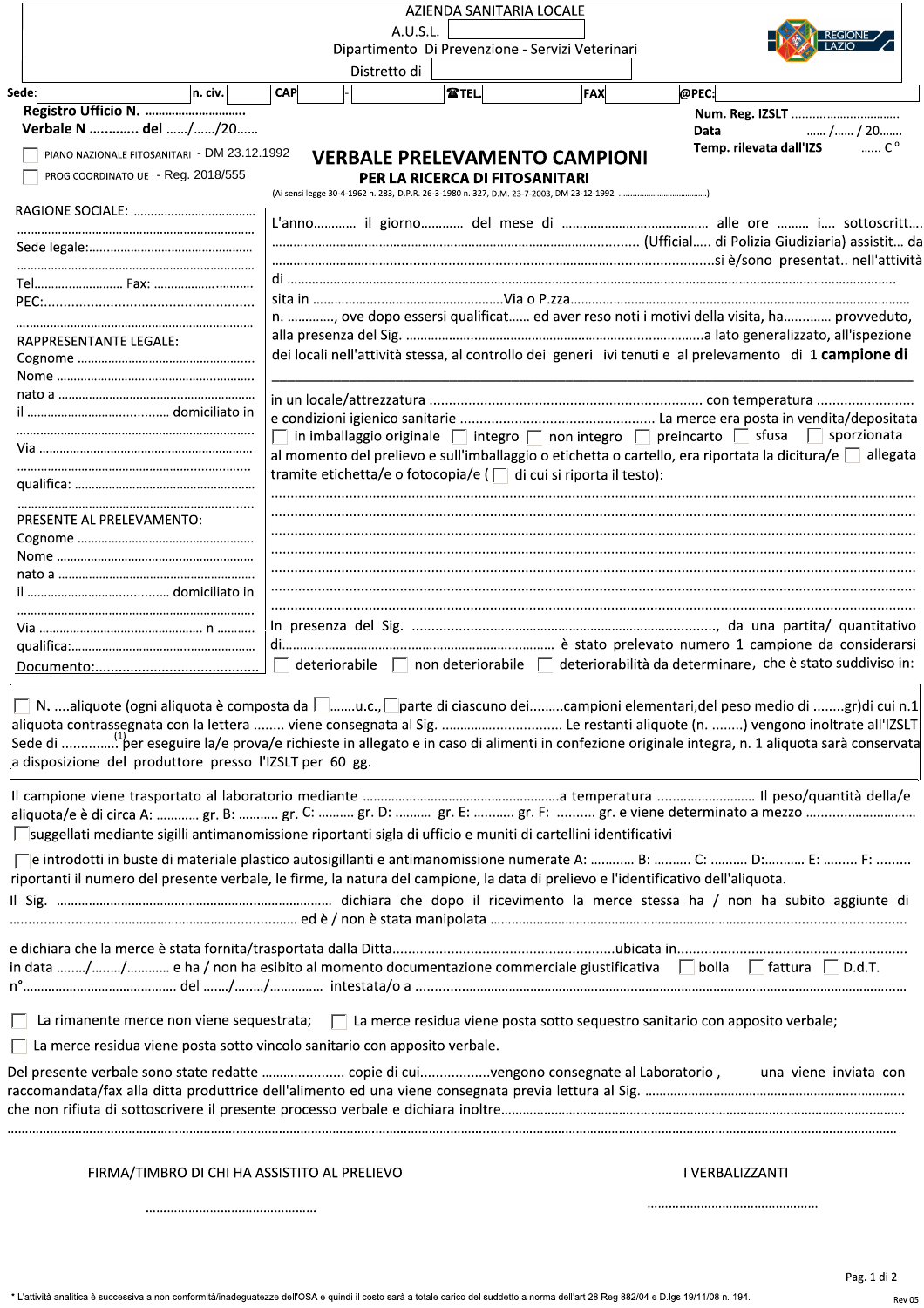AZIENDA SANITARIA LOCALE

A.U.S.L.

Dipartimento Di Prevenzione - Servizi Veterinari

Distretto di

REGIONE LAZIO

Sede: n. civ. CAP - TEL. FAX @PEC:

**Registro Ufficio N. ……………………….**

**Verbale N ………… del ……/……/20……**

**Num. Reg. IZSLT …………………………**

**Data …… /…… / 20……**

**Temp. rilevata dall'IZS …… C°**

☐ PIANO NAZIONALE FITOSANITARI - DM 23.12.1992

☐ PROG COORDINATO UE - Reg. 2018/555

# VERBALE PRELEVAMENTO CAMPIONI

## PER LA RICERCA DI FITOSANITARI

(Ai sensi legge 30-4-1962 n. 283, D.P.R. 26-3-1980 n. 327, D.M. 23-7-2003, DM 23-12-1992 ……………………………)

RAGIONE SOCIALE: ………………………………

………………………………………………………

Sede legale:…………………………………………

………………………………………………………

Tel…………………… Fax: ……………………

PEC:……………………………………………

………………………………………………………

RAPPRESENTANTE LEGALE:

Cognome ……………………………………………

Nome …………………………………………………

nato a ………………………………………………

il …………………………………… domiciliato in

………………………………………………………

Via ……………………………………………………

………………………………………………………

qualifica: ……………………………………………

………………………………………………………

PRESENTE AL PRELEVAMENTO:

Cognome ……………………………………………

Nome …………………………………………………

nato a ………………………………………………

il …………………………………… domiciliato in

………………………………………………………

Via ………………………………………… n ………

qualifica:……………………………………………

Documento:…………………………………………

L'anno………… il giorno………… del mese di …………………………………… alle ore ……… i…. sottoscritt…. ……………………………………………………………………………………………… (Official….. di Polizia Giudiziaria) assistit… da ……………………………………………………………………………………………………………si è/sono presentat.. nell'attività di ……………………………………………………………………………………………………………………………………………… sita in ……………………………………………Via o P.zza……………………………………………………………………………… n. …………, ove dopo essersi qualificat…… ed aver reso noti i motivi della visita, ha………… provveduto, alla presenza del Sig. ……………………………………………………………………a lato generalizzato, all'ispezione dei locali nell'attività stessa, al controllo dei generi ivi tenuti e al prelevamento di 1 **campione di**

____________________________________________________________________________

in un locale/attrezzatura …………………………………………………………… con temperatura …………………… e condizioni igienico sanitarie …………………………………………… La merce era posta in vendita/depositata ☐ in imballaggio originale ☐ integro ☐ non integro ☐ preincarto ☐ sfusa ☐ sporzionata al momento del prelievo e sull'imballaggio o etichetta o cartello, era riportata la dicitura/e ☐ allegata tramite etichetta/e o fotocopia/e ( ☐ di cui si riporta il testo):

……………………………………………………………………………………………………………………………………

……………………………………………………………………………………………………………………………………

……………………………………………………………………………………………………………………………………

……………………………………………………………………………………………………………………………………

……………………………………………………………………………………………………………………………………

……………………………………………………………………………………………………………………………………

……………………………………………………………………………………………………………………………………

In presenza del Sig. …………………………………………………………………………, da una partita/ quantitativo di……………………………………………………………… è stato prelevato numero 1 campione da considerarsi ☐ deteriorabile ☐ non deteriorabile ☐ deteriorabilità da determinare, che è stato suddiviso in:

☐ N. ….aliquote (ogni aliquota è composta da ☐……u.c.,☐parte di ciascuno dei………campioni elementari,del peso medio di ……..gr)di cui n.1 aliquota contrassegnata con la lettera …….. viene consegnata al Sig. …………………………… Le restanti aliquote (n. ……..) vengono inoltrate all'IZSLT Sede di …………[1] per eseguire la/e prova/e richieste in allegato e in caso di alimenti in confezione originale integra, n. 1 aliquota sarà conservata a disposizione del produttore presso l'IZSLT per 60 gg.

Il campione viene trasportato al laboratorio mediante ………………………………………………a temperatura ……………………… Il peso/quantità della/e aliquota/e è di circa A: ………… gr. B: ………. gr. C: ………. gr. D: ………. gr. E: ………. gr. F: ………. gr. e viene determinato a mezzo …………………………

☐suggellati mediante sigilli antimanomissione riportanti sigla di ufficio e muniti di cartellini identificativi

☐e introdotti in buste di materiale plastico autosigillanti e antimanomissione numerate A: ………… B: ……… C: ………. D:………. E: ……… F: ……… riportanti il numero del presente verbale, le firme, la natura del campione, la data di prelievo e l'identificativo dell'aliquota.

Il Sig. ………………………………………………………………… dichiara che dopo il ricevimento la merce stessa ha / non ha subito aggiunte di …………………………………………………………………… ed è / non è stata manipolata ………………………………………………………………………………………………

e dichiara che la merce è stata fornita/trasportata dalla Ditta…………………………………………………ubicata in…………………………………………………… in data ……/……/………… e ha / non ha esibito al momento documentazione commerciale giustificativa ☐ bolla ☐ fattura ☐ D.d.T. n°……………………………… del ……/……/………… intestata/o a ……………………………………………………………………………………………

☐ La rimanente merce non viene sequestrata; ☐ La merce residua viene posta sotto sequestro sanitario con apposito verbale;

☐ La merce residua viene posta sotto vincolo sanitario con apposito verbale.

Del presente verbale sono state redatte ………………… copie di cui………………vengono consegnate al Laboratorio , una viene inviata con raccomandata/fax alla ditta produttrice dell'alimento ed una viene consegnata previa lettura al Sig. ………………………………………………………… che non rifiuta di sottoscrivere il presente processo verbale e dichiara inoltre……………………………………………………………………………

……………………………………………………………………………………………………………………………………

FIRMA/TIMBRO DI CHI HA ASSISTITO AL PRELIEVO

…………………………………………

I VERBALIZZANTI

…………………………………………

\* L'attività analitica è successiva a non conformità/inadeguatezze dell'OSA e quindi il costo sarà a totale carico del suddetto a norma dell'art 28 Reg 882/04 e D.lgs 19/11/08 n. 194.

Rev 05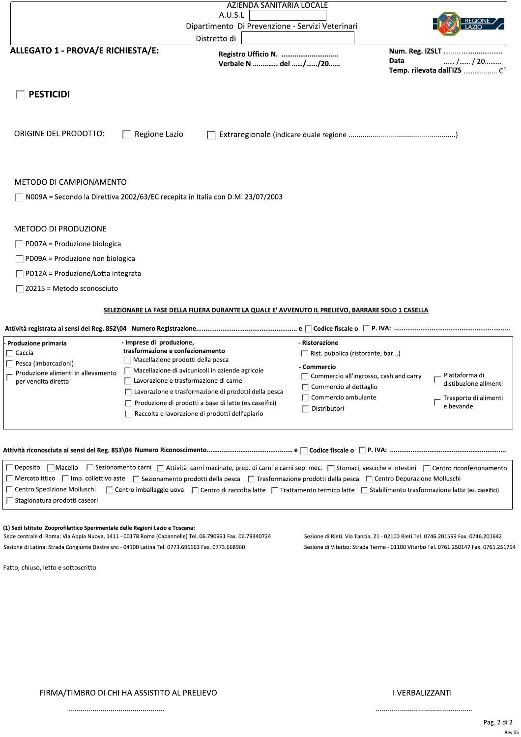AZIENDA SANITARIA LOCALE
A.U.S.L
Dipartimento Di Prevenzione - Servizi Veterinari
Distretto di

REGIONE LAZIO

**ALLEGATO 1 - PROVA/E RICHIESTA/E:**

**Registro Ufficio N.** ……………………….
**Verbale N** ………… **del** ……/……/20……

**Num. Reg. IZSLT** ……… ………………
**Data** …… /…… / 20………
**Temp. rilevata dall'IZS** …………….. C°

☐ **PESTICIDI**

ORIGINE DEL PRODOTTO: ☐ Regione Lazio ☐ Extraregionale (indicare quale regione ……………………………………………)

METODO DI CAMPIONAMENTO

☐ N009A = Secondo la Direttiva 2002/63/EC recepita in Italia con D.M. 23/07/2003

METODO DI PRODUZIONE

☐ PD07A = Produzione biologica

☐ PD09A = Produzione non biologica

☐ PD12A = Produzione/Lotta integrata

☐ Z0215 = Metodo sconosciuto

SELEZIONARE LA FASE DELLA FILIERA DURANTE LA QUALE E' AVVENUTO IL PRELIEVO, BARRARE SOLO 1 CASELLA

**Attività registrata ai sensi del Reg. 852\04 Numero Registrazione**……………………………………………… **e** ☐ **Codice fiscale o** ☐ **P. IVA:** ……………………………………………………

**- Produzione primaria**
- ☐ Caccia
- ☐ Pesca (imbarcazioni)
- ☐ Produzione alimenti in allevamento per vendita diretta

**- Imprese di produzione, trasformazione e confezionamento**
- ☐ Macellazione prodotti della pesca
- ☐ Macellazione di avicunicoli in aziende agricole
- ☐ Lavorazione e trasformazione di carne
- ☐ Lavorazione e trasformazione di prodotti della pesca
- ☐ Produzione di prodotti a base di latte (es.caseifici)
- ☐ Raccolta e lavorazione di prodotti dell'apiario

**- Ristorazione**
- ☐ Rist. pubblica (ristorante, bar...)

**- Commercio**
- ☐ Commercio all'ingrosso, cash and carry
- ☐ Commercio al dettaglio
- ☐ Commercio ambulante
- ☐ Distributori
- ☐ Piattaforma di distibuzione alimenti
- ☐ Trasporto di alimenti e bevande

**Attività riconosciuta ai sensi del Reg. 853\04 Numero Riconoscimento**……………………………………… **e** ☐ **Codice fiscale o** ☐ **P. IVA:** ……………………………………………………

- ☐ Deposito
- ☐ Macello
- ☐ Sezionamento carni
- ☐ Attività carni macinate, prep. di carni e carni sep. mec.
- ☐ Stomaci, vesciche e intestini
- ☐ Centro riconfezionamento
- ☐ Mercato ittico
- ☐ Imp. collettivo aste
- ☐ Sezionamento prodotti della pesca
- ☐ Trasformazione prodotti della pesca
- ☐ Centro Depurazione Molluschi
- ☐ Centro Spedizione Molluschi
- ☐ Centro imballaggio uova
- ☐ Centro di raccolta latte
- ☐ Trattamento termico latte
- ☐ Stabilimento trasformazione latte (es. caseifici)
- ☐ Stagionatura prodotti caseari

**(1) Sedi Istituto Zooprofilattico Sperimentale delle Regioni Lazio e Toscana:**
Sede centrale di Roma: Via Appia Nuova, 1411 - 00178 Roma (Capannelle) Tel. 06.790991 Fax. 06.79340724
Sezione di Latina: Strada Congiunte Destre snc - 04100 Latina Tel. 0773.696663 Fax. 0773.668960
Sezione di Rieti: Via Tancia, 21 - 02100 Rieti Tel. 0746.201599 Fax. 0746.201642
Sezione di Viterbo: Strada Terme - 01100 Viterbo Tel. 0761.250147 Fax. 0761.251794

Fatto, chiuso, letto e sottoscritto

FIRMA/TIMBRO DI CHI HA ASSISTITO AL PRELIEVO

…………………………………………

I VERBALIZZANTI

…………………………………………

Rev 05